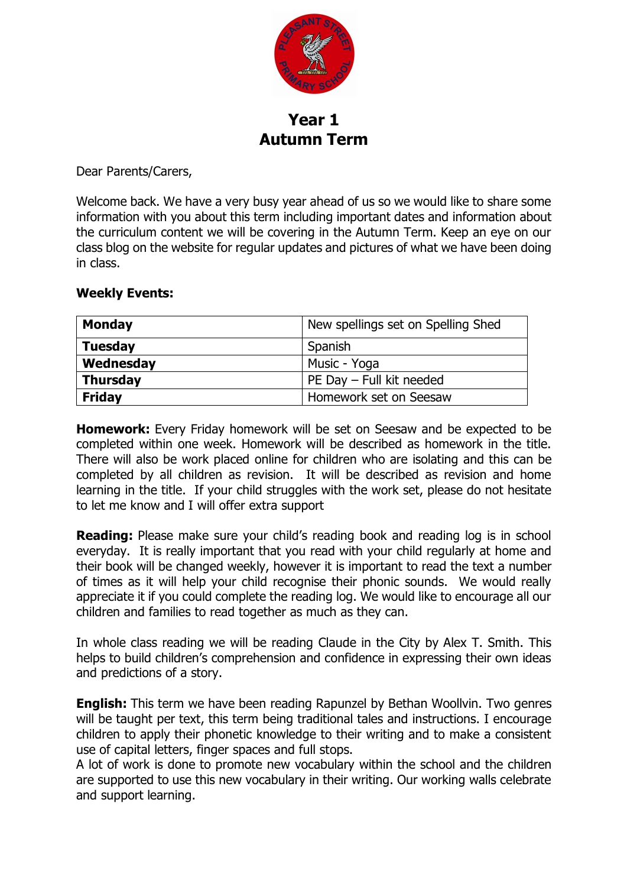# Year 1
# Autumn Term

Dear Parents/Carers,

Welcome back. We have a very busy year ahead of us so we would like to share some information with you about this term including important dates and information about the curriculum content we will be covering in the Autumn Term. Keep an eye on our class blog on the website for regular updates and pictures of what we have been doing in class.

**Weekly Events:**

| **Monday** | New spellings set on Spelling Shed |
|---|---|
| **Tuesday** | Spanish |
| **Wednesday** | Music - Yoga |
| **Thursday** | PE Day – Full kit needed |
| **Friday** | Homework set on Seesaw |

**Homework:** Every Friday homework will be set on Seesaw and be expected to be completed within one week. Homework will be described as homework in the title. There will also be work placed online for children who are isolating and this can be completed by all children as revision. It will be described as revision and home learning in the title. If your child struggles with the work set, please do not hesitate to let me know and I will offer extra support

**Reading:** Please make sure your child's reading book and reading log is in school everyday. It is really important that you read with your child regularly at home and their book will be changed weekly, however it is important to read the text a number of times as it will help your child recognise their phonic sounds. We would really appreciate it if you could complete the reading log. We would like to encourage all our children and families to read together as much as they can.

In whole class reading we will be reading Claude in the City by Alex T. Smith. This helps to build children's comprehension and confidence in expressing their own ideas and predictions of a story.

**English:** This term we have been reading Rapunzel by Bethan Woollvin. Two genres will be taught per text, this term being traditional tales and instructions. I encourage children to apply their phonetic knowledge to their writing and to make a consistent use of capital letters, finger spaces and full stops.
A lot of work is done to promote new vocabulary within the school and the children are supported to use this new vocabulary in their writing. Our working walls celebrate and support learning.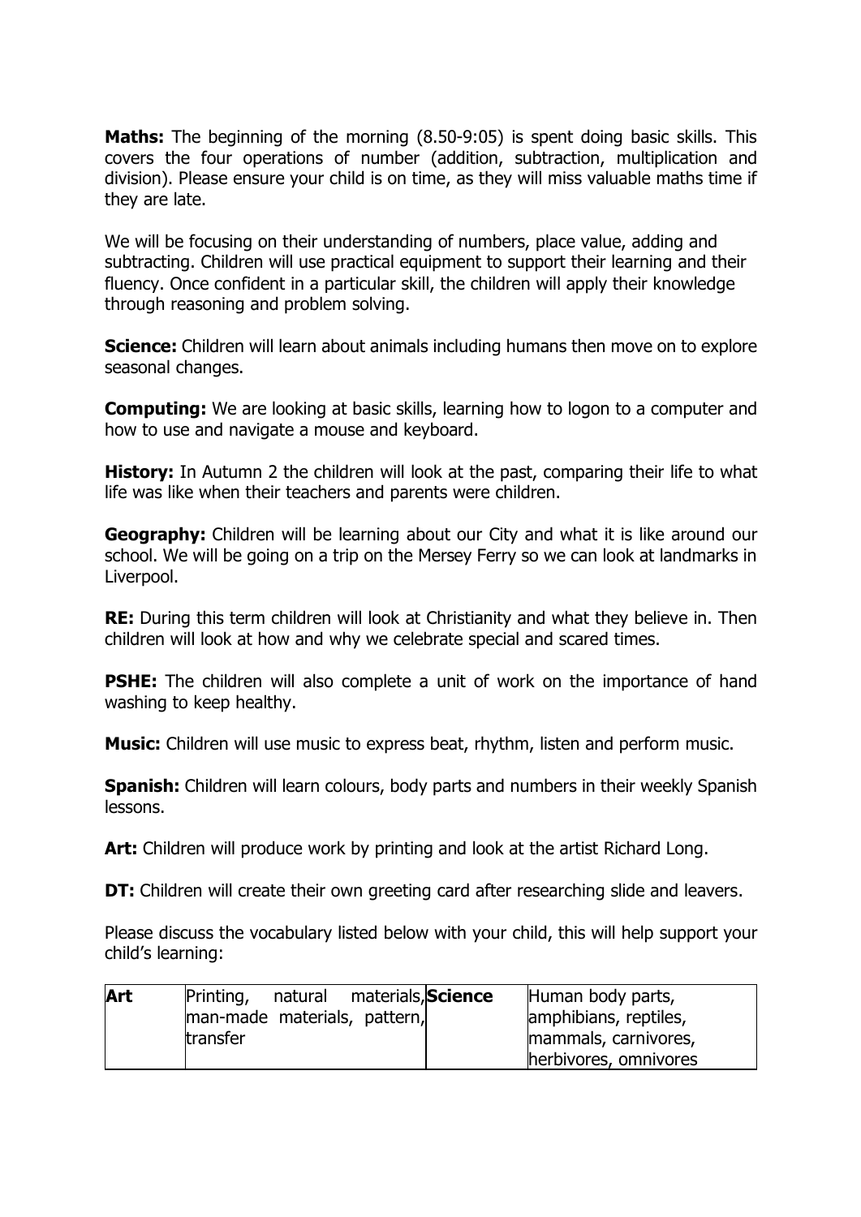**Maths:** The beginning of the morning (8.50-9:05) is spent doing basic skills. This covers the four operations of number (addition, subtraction, multiplication and division). Please ensure your child is on time, as they will miss valuable maths time if they are late.

We will be focusing on their understanding of numbers, place value, adding and subtracting. Children will use practical equipment to support their learning and their fluency. Once confident in a particular skill, the children will apply their knowledge through reasoning and problem solving.

**Science:** Children will learn about animals including humans then move on to explore seasonal changes.

**Computing:** We are looking at basic skills, learning how to logon to a computer and how to use and navigate a mouse and keyboard.

**History:** In Autumn 2 the children will look at the past, comparing their life to what life was like when their teachers and parents were children.

**Geography:** Children will be learning about our City and what it is like around our school. We will be going on a trip on the Mersey Ferry so we can look at landmarks in Liverpool.

**RE:** During this term children will look at Christianity and what they believe in. Then children will look at how and why we celebrate special and scared times.

**PSHE:** The children will also complete a unit of work on the importance of hand washing to keep healthy.

**Music:** Children will use music to express beat, rhythm, listen and perform music.

**Spanish:** Children will learn colours, body parts and numbers in their weekly Spanish lessons.

**Art:** Children will produce work by printing and look at the artist Richard Long.

**DT:** Children will create their own greeting card after researching slide and leavers.

Please discuss the vocabulary listed below with your child, this will help support your child's learning:

| **Art** | Printing, natural materials, man-made materials, pattern, transfer | **Science** | Human body parts, amphibians, reptiles, mammals, carnivores, herbivores, omnivores |
|---|---|---|---|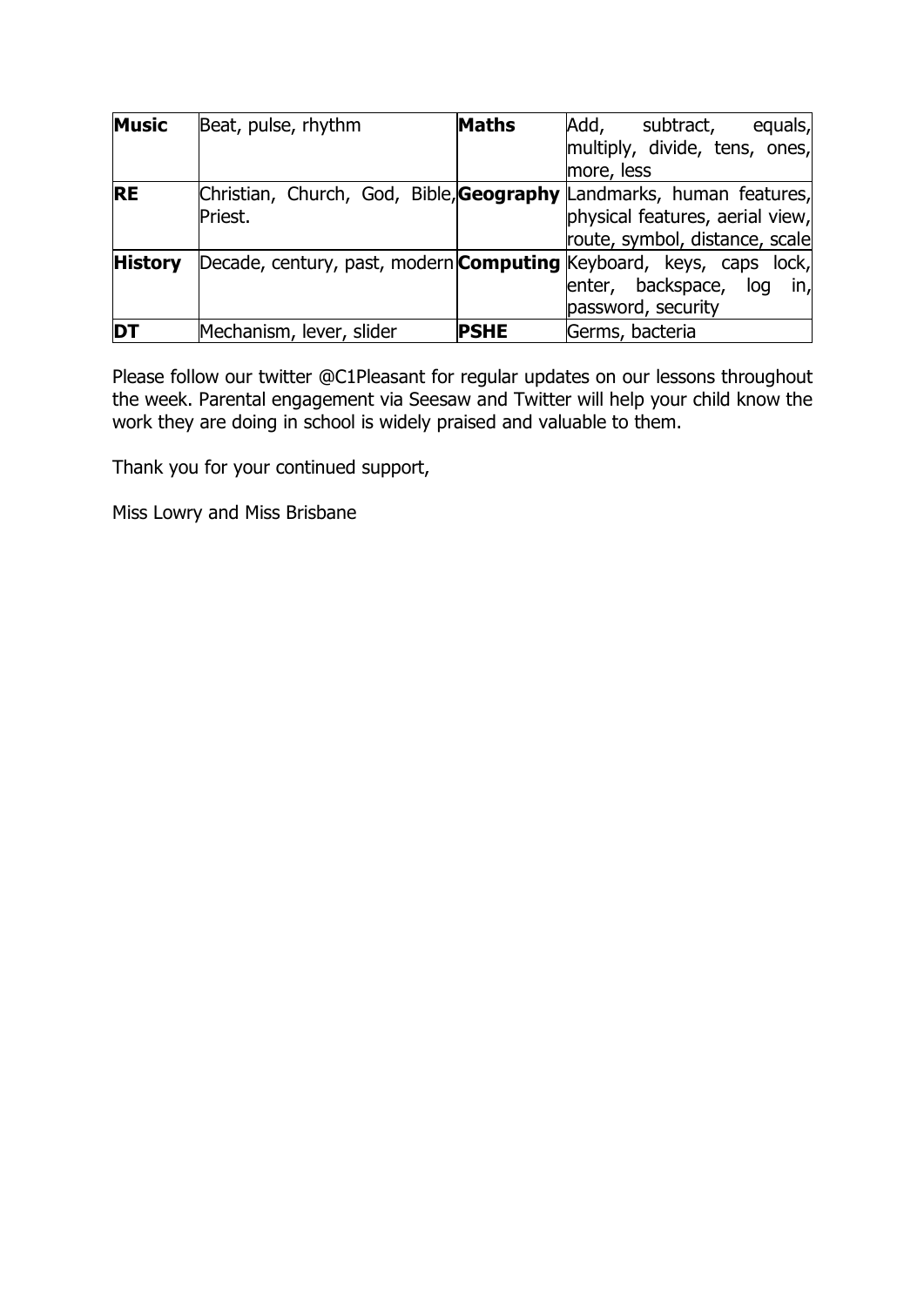| | | | |
|---|---|---|---|
| **Music** | Beat, pulse, rhythm | **Maths** | Add, subtract, equals, multiply, divide, tens, ones, more, less |
| **RE** | Christian, Church, God, Bible, Priest. | **Geography** | Landmarks, human features, physical features, aerial view, route, symbol, distance, scale |
| **History** | Decade, century, past, modern | **Computing** | Keyboard, keys, caps lock, enter, backspace, log in, password, security |
| **DT** | Mechanism, lever, slider | **PSHE** | Germs, bacteria |

Please follow our twitter @C1Pleasant for regular updates on our lessons throughout the week. Parental engagement via Seesaw and Twitter will help your child know the work they are doing in school is widely praised and valuable to them.

Thank you for your continued support,

Miss Lowry and Miss Brisbane